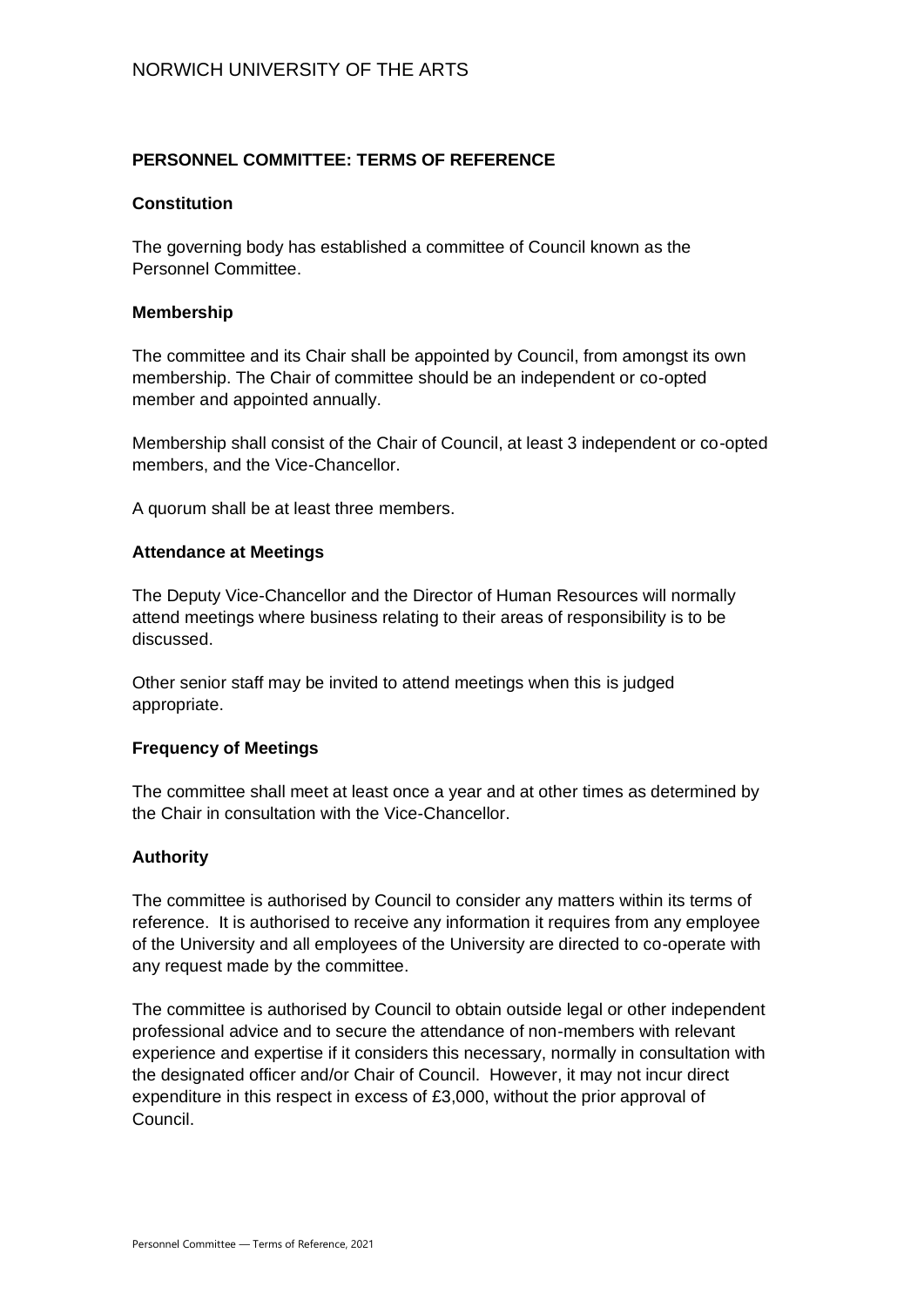NORWICH UNIVERSITY OF THE ARTS

## PERSONNEL COMMITTEE: TERMS OF REFERENCE

### Constitution

The governing body has established a committee of Council known as the Personnel Committee.

### Membership

The committee and its Chair shall be appointed by Council, from amongst its own membership. The Chair of committee should be an independent or co-opted member and appointed annually.

Membership shall consist of the Chair of Council, at least 3 independent or co-opted members, and the Vice-Chancellor.

A quorum shall be at least three members.

### Attendance at Meetings

The Deputy Vice-Chancellor and the Director of Human Resources will normally attend meetings where business relating to their areas of responsibility is to be discussed.

Other senior staff may be invited to attend meetings when this is judged appropriate.

### Frequency of Meetings

The committee shall meet at least once a year and at other times as determined by the Chair in consultation with the Vice-Chancellor.

### Authority

The committee is authorised by Council to consider any matters within its terms of reference. It is authorised to receive any information it requires from any employee of the University and all employees of the University are directed to co-operate with any request made by the committee.

The committee is authorised by Council to obtain outside legal or other independent professional advice and to secure the attendance of non-members with relevant experience and expertise if it considers this necessary, normally in consultation with the designated officer and/or Chair of Council. However, it may not incur direct expenditure in this respect in excess of £3,000, without the prior approval of Council.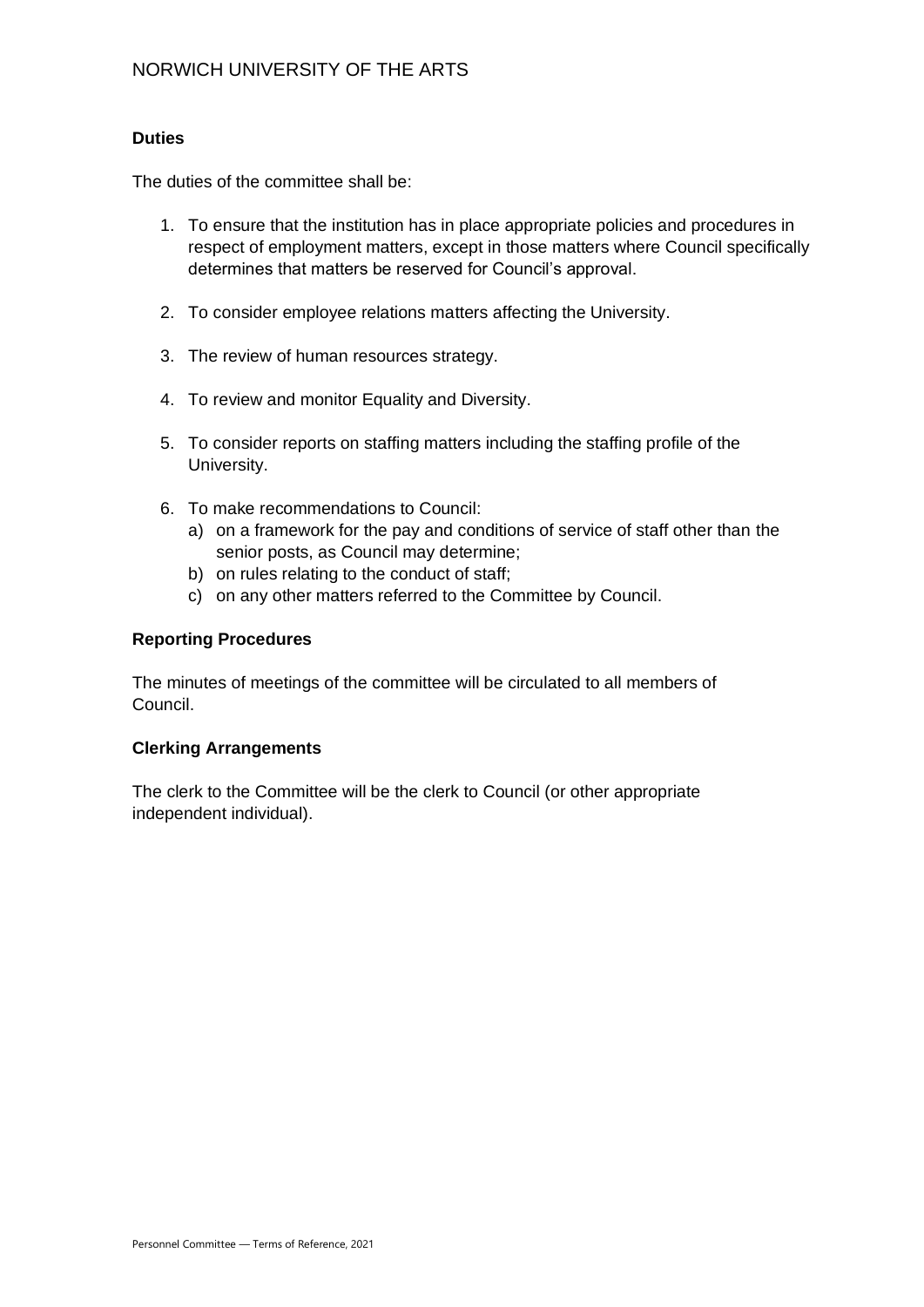### Duties

The duties of the committee shall be:

1. To ensure that the institution has in place appropriate policies and procedures in respect of employment matters, except in those matters where Council specifically determines that matters be reserved for Council's approval.
2. To consider employee relations matters affecting the University.
3. The review of human resources strategy.
4. To review and monitor Equality and Diversity.
5. To consider reports on staffing matters including the staffing profile of the University.
6. To make recommendations to Council:
   a) on a framework for the pay and conditions of service of staff other than the senior posts, as Council may determine;
   b) on rules relating to the conduct of staff;
   c) on any other matters referred to the Committee by Council.

### Reporting Procedures

The minutes of meetings of the committee will be circulated to all members of Council.

### Clerking Arrangements

The clerk to the Committee will be the clerk to Council (or other appropriate independent individual).